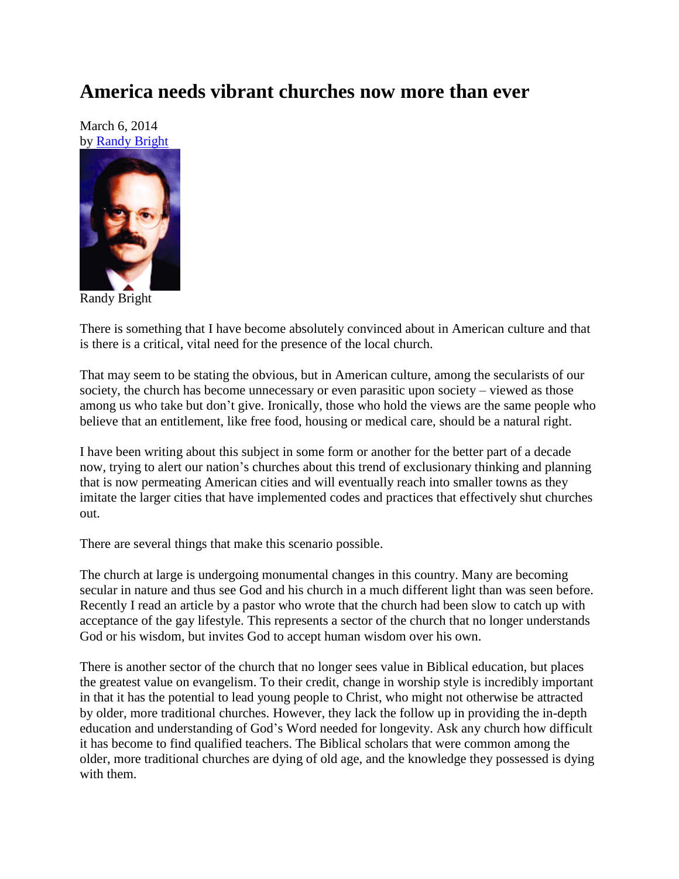# America needs vibrant churches now more than ever

March 6, 2014
by [Randy Bright]

Randy Bright

There is something that I have become absolutely convinced about in American culture and that is there is a critical, vital need for the presence of the local church.

That may seem to be stating the obvious, but in American culture, among the secularists of our society, the church has become unnecessary or even parasitic upon society – viewed as those among us who take but don't give. Ironically, those who hold the views are the same people who believe that an entitlement, like free food, housing or medical care, should be a natural right.

I have been writing about this subject in some form or another for the better part of a decade now, trying to alert our nation's churches about this trend of exclusionary thinking and planning that is now permeating American cities and will eventually reach into smaller towns as they imitate the larger cities that have implemented codes and practices that effectively shut churches out.

There are several things that make this scenario possible.

The church at large is undergoing monumental changes in this country. Many are becoming secular in nature and thus see God and his church in a much different light than was seen before. Recently I read an article by a pastor who wrote that the church had been slow to catch up with acceptance of the gay lifestyle. This represents a sector of the church that no longer understands God or his wisdom, but invites God to accept human wisdom over his own.

There is another sector of the church that no longer sees value in Biblical education, but places the greatest value on evangelism. To their credit, change in worship style is incredibly important in that it has the potential to lead young people to Christ, who might not otherwise be attracted by older, more traditional churches. However, they lack the follow up in providing the in-depth education and understanding of God's Word needed for longevity. Ask any church how difficult it has become to find qualified teachers. The Biblical scholars that were common among the older, more traditional churches are dying of old age, and the knowledge they possessed is dying with them.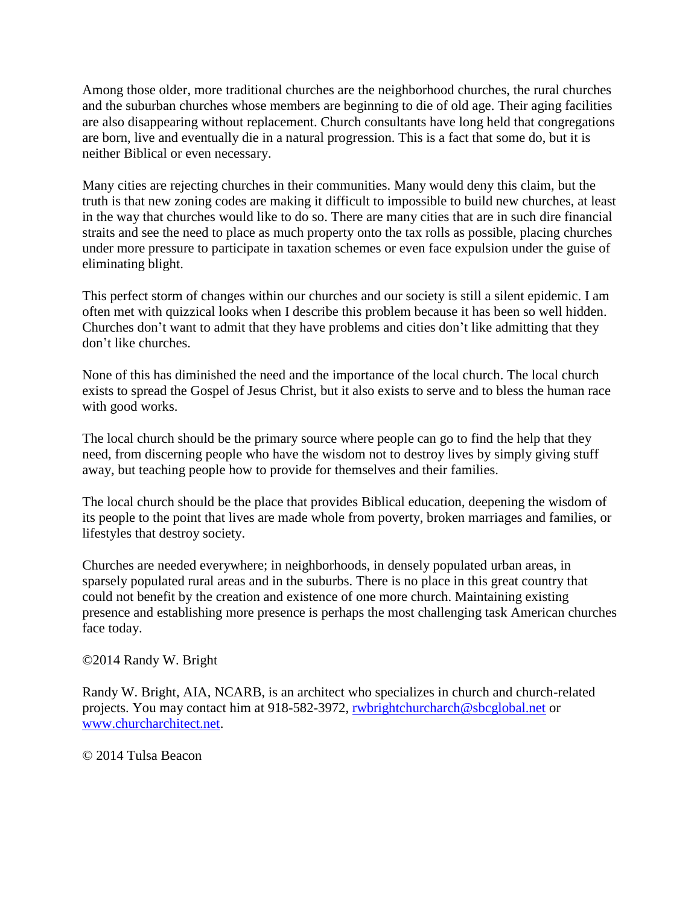Among those older, more traditional churches are the neighborhood churches, the rural churches and the suburban churches whose members are beginning to die of old age. Their aging facilities are also disappearing without replacement. Church consultants have long held that congregations are born, live and eventually die in a natural progression. This is a fact that some do, but it is neither Biblical or even necessary.

Many cities are rejecting churches in their communities. Many would deny this claim, but the truth is that new zoning codes are making it difficult to impossible to build new churches, at least in the way that churches would like to do so. There are many cities that are in such dire financial straits and see the need to place as much property onto the tax rolls as possible, placing churches under more pressure to participate in taxation schemes or even face expulsion under the guise of eliminating blight.

This perfect storm of changes within our churches and our society is still a silent epidemic. I am often met with quizzical looks when I describe this problem because it has been so well hidden. Churches don't want to admit that they have problems and cities don't like admitting that they don't like churches.

None of this has diminished the need and the importance of the local church. The local church exists to spread the Gospel of Jesus Christ, but it also exists to serve and to bless the human race with good works.

The local church should be the primary source where people can go to find the help that they need, from discerning people who have the wisdom not to destroy lives by simply giving stuff away, but teaching people how to provide for themselves and their families.

The local church should be the place that provides Biblical education, deepening the wisdom of its people to the point that lives are made whole from poverty, broken marriages and families, or lifestyles that destroy society.

Churches are needed everywhere; in neighborhoods, in densely populated urban areas, in sparsely populated rural areas and in the suburbs. There is no place in this great country that could not benefit by the creation and existence of one more church. Maintaining existing presence and establishing more presence is perhaps the most challenging task American churches face today.

©2014 Randy W. Bright

Randy W. Bright, AIA, NCARB, is an architect who specializes in church and church-related projects. You may contact him at 918-582-3972, rwbrightchurcharch@sbcglobal.net or www.churcharchitect.net.

© 2014 Tulsa Beacon